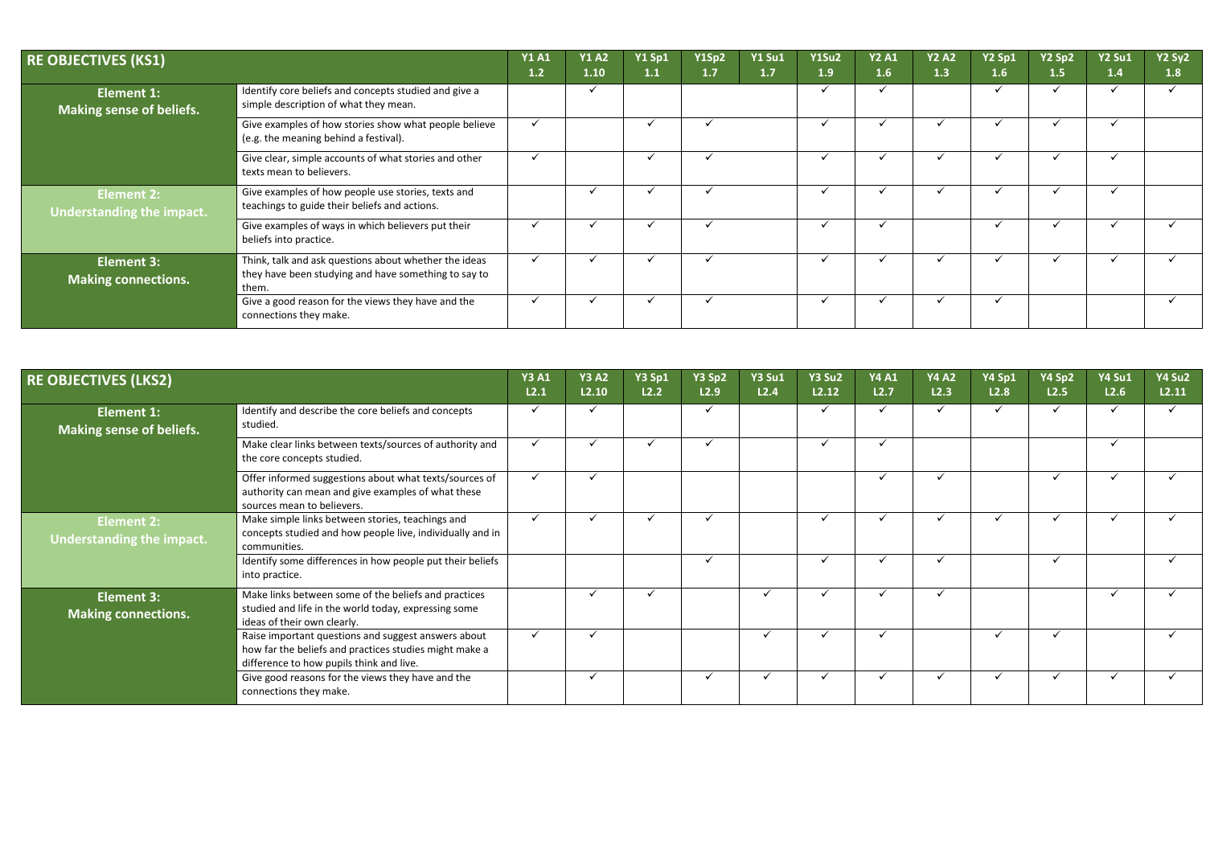| RE OBJECTIVES (KS1) | | Y1 A1 1.2 | Y1 A2 1.10 | Y1 Sp1 1.1 | Y1Sp2 1.7 | Y1 Su1 1.7 | Y1Su2 1.9 | Y2 A1 1.6 | Y2 A2 1.3 | Y2 Sp1 1.6 | Y2 Sp2 1.5 | Y2 Su1 1.4 | Y2 Sy2 1.8 |
|---|---|---|---|---|---|---|---|---|---|---|---|---|---|
| **Element 1: Making sense of beliefs.** | Identify core beliefs and concepts studied and give a simple description of what they mean. | | ✓ | | | | ✓ | ✓ | | ✓ | ✓ | ✓ | ✓ |
| | Give examples of how stories show what people believe (e.g. the meaning behind a festival). | ✓ | | ✓ | ✓ | | ✓ | ✓ | ✓ | ✓ | ✓ | ✓ | |
| | Give clear, simple accounts of what stories and other texts mean to believers. | ✓ | | ✓ | ✓ | | ✓ | ✓ | ✓ | ✓ | ✓ | ✓ | |
| **Element 2: Understanding the impact.** | Give examples of how people use stories, texts and teachings to guide their beliefs and actions. | | ✓ | ✓ | ✓ | | ✓ | ✓ | ✓ | ✓ | ✓ | ✓ | |
| | Give examples of ways in which believers put their beliefs into practice. | ✓ | ✓ | ✓ | ✓ | | ✓ | ✓ | | ✓ | ✓ | ✓ | ✓ |
| **Element 3: Making connections.** | Think, talk and ask questions about whether the ideas they have been studying and have something to say to them. | ✓ | ✓ | ✓ | ✓ | | ✓ | ✓ | ✓ | ✓ | ✓ | ✓ | ✓ |
| | Give a good reason for the views they have and the connections they make. | ✓ | ✓ | ✓ | ✓ | | ✓ | ✓ | ✓ | ✓ | | | ✓ |

| RE OBJECTIVES (LKS2) | | Y3 A1 L2.1 | Y3 A2 L2.10 | Y3 Sp1 L2.2 | Y3 Sp2 L2.9 | Y3 Su1 L2.4 | Y3 Su2 L2.12 | Y4 A1 L2.7 | Y4 A2 L2.3 | Y4 Sp1 L2.8 | Y4 Sp2 L2.5 | Y4 Su1 L2.6 | Y4 Su2 L2.11 |
|---|---|---|---|---|---|---|---|---|---|---|---|---|---|
| **Element 1: Making sense of beliefs.** | Identify and describe the core beliefs and concepts studied. | ✓ | ✓ | | ✓ | | ✓ | ✓ | ✓ | ✓ | ✓ | ✓ | ✓ |
| | Make clear links between texts/sources of authority and the core concepts studied. | ✓ | ✓ | ✓ | ✓ | | ✓ | ✓ | | | | ✓ | |
| | Offer informed suggestions about what texts/sources of authority can mean and give examples of what these sources mean to believers. | ✓ | ✓ | | | | | ✓ | ✓ | | ✓ | ✓ | ✓ |
| **Element 2: Understanding the impact.** | Make simple links between stories, teachings and concepts studied and how people live, individually and in communities. | ✓ | ✓ | ✓ | ✓ | | ✓ | ✓ | ✓ | ✓ | ✓ | ✓ | ✓ |
| | Identify some differences in how people put their beliefs into practice. | | | | ✓ | | ✓ | ✓ | ✓ | | ✓ | | ✓ |
| **Element 3: Making connections.** | Make links between some of the beliefs and practices studied and life in the world today, expressing some ideas of their own clearly. | | ✓ | ✓ | | ✓ | ✓ | ✓ | ✓ | | | ✓ | ✓ |
| | Raise important questions and suggest answers about how far the beliefs and practices studies might make a difference to how pupils think and live. | ✓ | ✓ | | | ✓ | ✓ | ✓ | | ✓ | ✓ | | ✓ |
| | Give good reasons for the views they have and the connections they make. | | ✓ | | ✓ | ✓ | ✓ | ✓ | ✓ | ✓ | ✓ | ✓ | ✓ |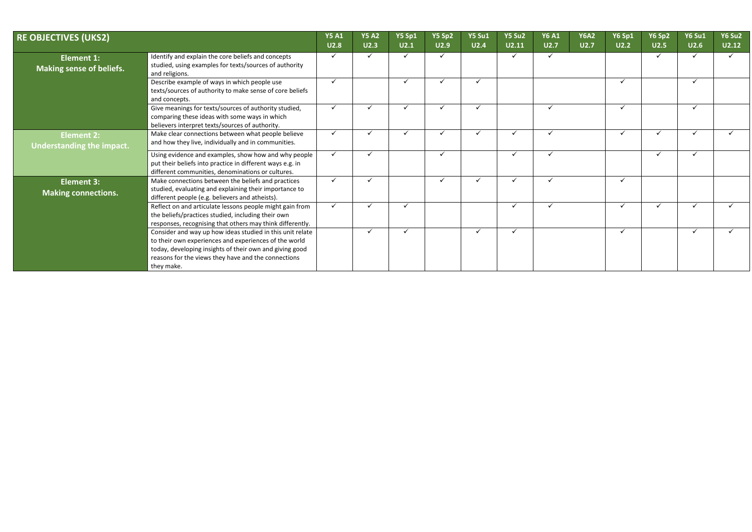| RE OBJECTIVES (UKS2) | | Y5 A1 U2.8 | Y5 A2 U2.3 | Y5 Sp1 U2.1 | Y5 Sp2 U2.9 | Y5 Su1 U2.4 | Y5 Su2 U2.11 | Y6 A1 U2.7 | Y6A2 U2.7 | Y6 Sp1 U2.2 | Y6 Sp2 U2.5 | Y6 Su1 U2.6 | Y6 Su2 U2.12 |
|---|---|---|---|---|---|---|---|---|---|---|---|---|---|
| **Element 1: Making sense of beliefs.** | Identify and explain the core beliefs and concepts studied, using examples for texts/sources of authority and religions. | ✓ | ✓ | ✓ | ✓ | | ✓ | ✓ | | | ✓ | ✓ | ✓ |
| | Describe example of ways in which people use texts/sources of authority to make sense of core beliefs and concepts. | ✓ | | ✓ | ✓ | ✓ | | | | ✓ | | ✓ | |
| | Give meanings for texts/sources of authority studied, comparing these ideas with some ways in which believers interpret texts/sources of authority. | ✓ | ✓ | ✓ | ✓ | ✓ | | ✓ | | ✓ | | ✓ | |
| **Element 2: Understanding the impact.** | Make clear connections between what people believe and how they live, individually and in communities. | ✓ | ✓ | ✓ | ✓ | ✓ | ✓ | ✓ | | ✓ | ✓ | ✓ | ✓ |
| | Using evidence and examples, show how and why people put their beliefs into practice in different ways e.g. in different communities, denominations or cultures. | ✓ | ✓ | | ✓ | | ✓ | ✓ | | | ✓ | ✓ | |
| **Element 3: Making connections.** | Make connections between the beliefs and practices studied, evaluating and explaining their importance to different people (e.g. believers and atheists). | ✓ | ✓ | | ✓ | ✓ | ✓ | ✓ | | ✓ | | | |
| | Reflect on and articulate lessons people might gain from the beliefs/practices studied, including their own responses, recognising that others may think differently. | ✓ | ✓ | ✓ | | | ✓ | ✓ | | ✓ | ✓ | ✓ | ✓ |
| | Consider and way up how ideas studied in this unit relate to their own experiences and experiences of the world today, developing insights of their own and giving good reasons for the views they have and the connections they make. | | ✓ | ✓ | | ✓ | ✓ | | | ✓ | | ✓ | ✓ |